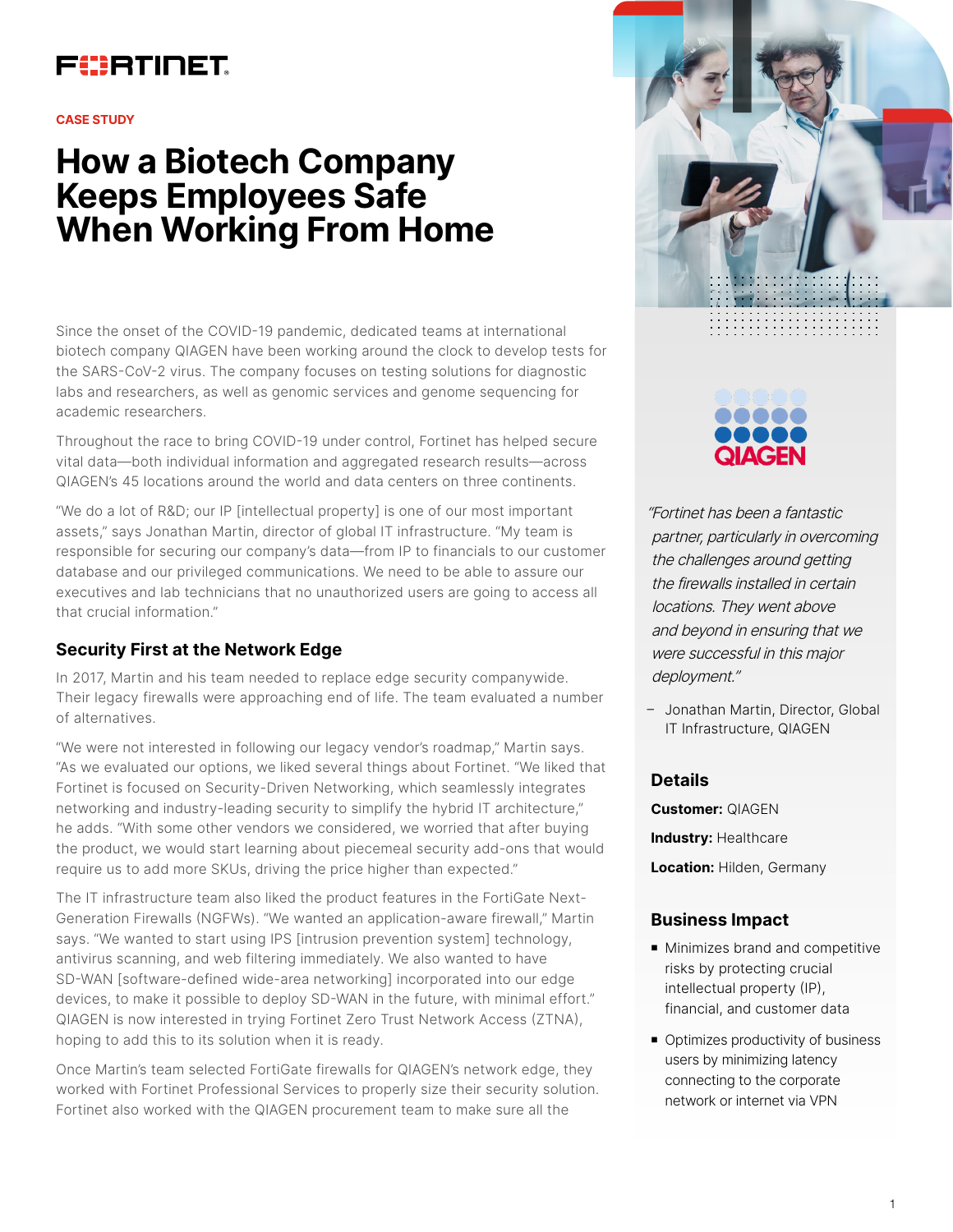FORTINET

CASE STUDY

# How a Biotech Company Keeps Employees Safe When Working From Home

Since the onset of the COVID-19 pandemic, dedicated teams at international biotech company QIAGEN have been working around the clock to develop tests for the SARS-CoV-2 virus. The company focuses on testing solutions for diagnostic labs and researchers, as well as genomic services and genome sequencing for academic researchers.

Throughout the race to bring COVID-19 under control, Fortinet has helped secure vital data—both individual information and aggregated research results—across QIAGEN's 45 locations around the world and data centers on three continents.

"We do a lot of R&D; our IP [intellectual property] is one of our most important assets," says Jonathan Martin, director of global IT infrastructure. "My team is responsible for securing our company's data—from IP to financials to our customer database and our privileged communications. We need to be able to assure our executives and lab technicians that no unauthorized users are going to access all that crucial information."

## Security First at the Network Edge

In 2017, Martin and his team needed to replace edge security companywide. Their legacy firewalls were approaching end of life. The team evaluated a number of alternatives.

"We were not interested in following our legacy vendor's roadmap," Martin says. "As we evaluated our options, we liked several things about Fortinet. "We liked that Fortinet is focused on Security-Driven Networking, which seamlessly integrates networking and industry-leading security to simplify the hybrid IT architecture," he adds. "With some other vendors we considered, we worried that after buying the product, we would start learning about piecemeal security add-ons that would require us to add more SKUs, driving the price higher than expected."

The IT infrastructure team also liked the product features in the FortiGate Next-Generation Firewalls (NGFWs). "We wanted an application-aware firewall," Martin says. "We wanted to start using IPS [intrusion prevention system] technology, antivirus scanning, and web filtering immediately. We also wanted to have SD-WAN [software-defined wide-area networking] incorporated into our edge devices, to make it possible to deploy SD-WAN in the future, with minimal effort." QIAGEN is now interested in trying Fortinet Zero Trust Network Access (ZTNA), hoping to add this to its solution when it is ready.

Once Martin's team selected FortiGate firewalls for QIAGEN's network edge, they worked with Fortinet Professional Services to properly size their security solution. Fortinet also worked with the QIAGEN procurement team to make sure all the

QIAGEN

*"Fortinet has been a fantastic partner, particularly in overcoming the challenges around getting the firewalls installed in certain locations. They went above and beyond in ensuring that we were successful in this major deployment."*

– Jonathan Martin, Director, Global IT Infrastructure, QIAGEN

### Details

**Customer:** QIAGEN

**Industry:** Healthcare

**Location:** Hilden, Germany

### Business Impact

- Minimizes brand and competitive risks by protecting crucial intellectual property (IP), financial, and customer data
- Optimizes productivity of business users by minimizing latency connecting to the corporate network or internet via VPN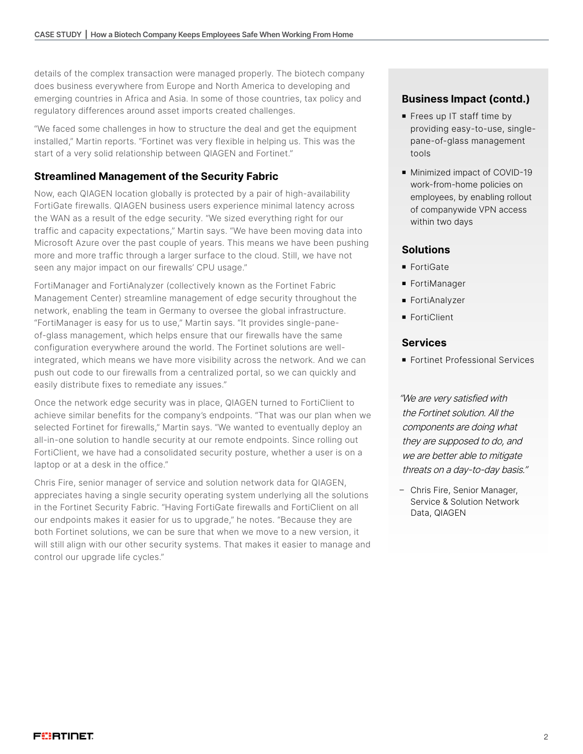details of the complex transaction were managed properly. The biotech company does business everywhere from Europe and North America to developing and emerging countries in Africa and Asia. In some of those countries, tax policy and regulatory differences around asset imports created challenges.

"We faced some challenges in how to structure the deal and get the equipment installed," Martin reports. "Fortinet was very flexible in helping us. This was the start of a very solid relationship between QIAGEN and Fortinet."

## Streamlined Management of the Security Fabric

Now, each QIAGEN location globally is protected by a pair of high-availability FortiGate firewalls. QIAGEN business users experience minimal latency across the WAN as a result of the edge security. "We sized everything right for our traffic and capacity expectations," Martin says. "We have been moving data into Microsoft Azure over the past couple of years. This means we have been pushing more and more traffic through a larger surface to the cloud. Still, we have not seen any major impact on our firewalls' CPU usage."

FortiManager and FortiAnalyzer (collectively known as the Fortinet Fabric Management Center) streamline management of edge security throughout the network, enabling the team in Germany to oversee the global infrastructure. "FortiManager is easy for us to use," Martin says. "It provides single-pane-of-glass management, which helps ensure that our firewalls have the same configuration everywhere around the world. The Fortinet solutions are well-integrated, which means we have more visibility across the network. And we can push out code to our firewalls from a centralized portal, so we can quickly and easily distribute fixes to remediate any issues."

Once the network edge security was in place, QIAGEN turned to FortiClient to achieve similar benefits for the company's endpoints. "That was our plan when we selected Fortinet for firewalls," Martin says. "We wanted to eventually deploy an all-in-one solution to handle security at our remote endpoints. Since rolling out FortiClient, we have had a consolidated security posture, whether a user is on a laptop or at a desk in the office."

Chris Fire, senior manager of service and solution network data for QIAGEN, appreciates having a single security operating system underlying all the solutions in the Fortinet Security Fabric. "Having FortiGate firewalls and FortiClient on all our endpoints makes it easier for us to upgrade," he notes. "Because they are both Fortinet solutions, we can be sure that when we move to a new version, it will still align with our other security systems. That makes it easier to manage and control our upgrade life cycles."

## Business Impact (contd.)

- Frees up IT staff time by providing easy-to-use, single-pane-of-glass management tools
- Minimized impact of COVID-19 work-from-home policies on employees, by enabling rollout of companywide VPN access within two days

## Solutions

- FortiGate
- FortiManager
- FortiAnalyzer
- FortiClient

## Services

- Fortinet Professional Services

*"We are very satisfied with the Fortinet solution. All the components are doing what they are supposed to do, and we are better able to mitigate threats on a day-to-day basis."*

– Chris Fire, Senior Manager, Service & Solution Network Data, QIAGEN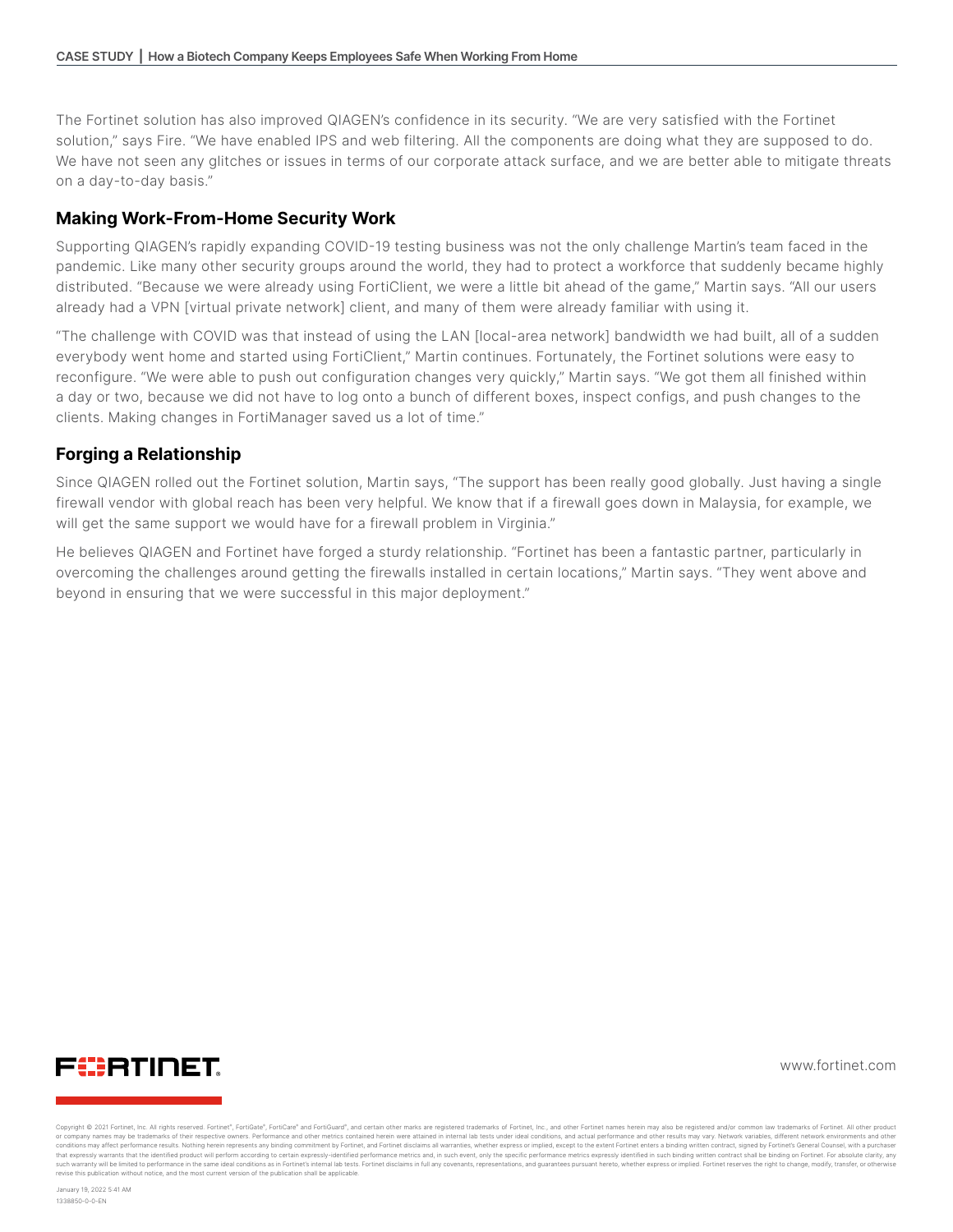The Fortinet solution has also improved QIAGEN's confidence in its security. "We are very satisfied with the Fortinet solution," says Fire. "We have enabled IPS and web filtering. All the components are doing what they are supposed to do. We have not seen any glitches or issues in terms of our corporate attack surface, and we are better able to mitigate threats on a day-to-day basis."

## Making Work-From-Home Security Work

Supporting QIAGEN's rapidly expanding COVID-19 testing business was not the only challenge Martin's team faced in the pandemic. Like many other security groups around the world, they had to protect a workforce that suddenly became highly distributed. "Because we were already using FortiClient, we were a little bit ahead of the game," Martin says. "All our users already had a VPN [virtual private network] client, and many of them were already familiar with using it.

"The challenge with COVID was that instead of using the LAN [local-area network] bandwidth we had built, all of a sudden everybody went home and started using FortiClient," Martin continues. Fortunately, the Fortinet solutions were easy to reconfigure. "We were able to push out configuration changes very quickly," Martin says. "We got them all finished within a day or two, because we did not have to log onto a bunch of different boxes, inspect configs, and push changes to the clients. Making changes in FortiManager saved us a lot of time."

## Forging a Relationship

Since QIAGEN rolled out the Fortinet solution, Martin says, "The support has been really good globally. Just having a single firewall vendor with global reach has been very helpful. We know that if a firewall goes down in Malaysia, for example, we will get the same support we would have for a firewall problem in Virginia."

He believes QIAGEN and Fortinet have forged a sturdy relationship. "Fortinet has been a fantastic partner, particularly in overcoming the challenges around getting the firewalls installed in certain locations," Martin says. "They went above and beyond in ensuring that we were successful in this major deployment."

FORTINET

www.fortinet.com

Copyright © 2021 Fortinet, Inc. All rights reserved. Fortinet®, FortiGate®, FortiCare® and FortiGuard®, and certain other marks are registered trademarks of Fortinet, Inc., and other Fortinet names herein may also be registered and/or common law trademarks of Fortinet. All other product or company names may be trademarks of their respective owners. Performance and other metrics contained herein were attained in internal lab tests under ideal conditions, and actual performance and other results may vary. Network variables, different network environments and other conditions may affect performance results. Nothing herein represents any binding commitment by Fortinet, and Fortinet disclaims all warranties, whether express or implied, except to the extent Fortinet enters a binding written contract, signed by Fortinet's General Counsel, with a purchaser that expressly warrants that the identified product will perform according to certain expressly-identified performance metrics and, in such event, only the specific performance metrics expressly identified in such binding written contract shall be binding on Fortinet. For absolute clarity, any such warranty will be limited to performance in the same ideal conditions as in Fortinet's internal lab tests. Fortinet disclaims in full any covenants, representations, and guarantees pursuant hereto, whether express or implied. Fortinet reserves the right to change, modify, transfer, or otherwise revise this publication without notice, and the most current version of the publication shall be applicable.

January 19, 2022 5:41 AM
1338850-0-0-EN